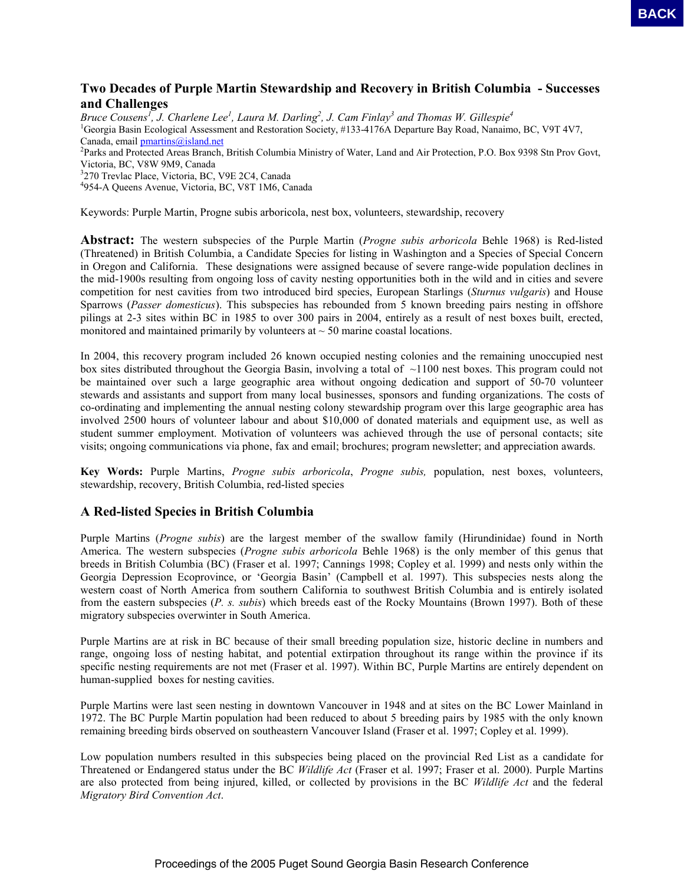# Two Decades of Purple Martin Stewardship and Recovery in British Columbia - Successes and Challenges

*Bruce Cousens[1], J. Charlene Lee[1], Laura M. Darling[2], J. Cam Finlay[3] and Thomas W. Gillespie[4]*

[1]Georgia Basin Ecological Assessment and Restoration Society, #133-4176A Departure Bay Road, Nanaimo, BC, V9T 4V7, Canada, email pmartins@island.net

[2]Parks and Protected Areas Branch, British Columbia Ministry of Water, Land and Air Protection, P.O. Box 9398 Stn Prov Govt, Victoria, BC, V8W 9M9, Canada

[3]270 Trevlac Place, Victoria, BC, V9E 2C4, Canada

[4]954-A Queens Avenue, Victoria, BC, V8T 1M6, Canada

Keywords: Purple Martin, Progne subis arboricola, nest box, volunteers, stewardship, recovery

**Abstract:** The western subspecies of the Purple Martin (*Progne subis arboricola* Behle 1968) is Red-listed (Threatened) in British Columbia, a Candidate Species for listing in Washington and a Species of Special Concern in Oregon and California. These designations were assigned because of severe range-wide population declines in the mid-1900s resulting from ongoing loss of cavity nesting opportunities both in the wild and in cities and severe competition for nest cavities from two introduced bird species, European Starlings (*Sturnus vulgaris*) and House Sparrows (*Passer domesticus*). This subspecies has rebounded from 5 known breeding pairs nesting in offshore pilings at 2-3 sites within BC in 1985 to over 300 pairs in 2004, entirely as a result of nest boxes built, erected, monitored and maintained primarily by volunteers at ~ 50 marine coastal locations.

In 2004, this recovery program included 26 known occupied nesting colonies and the remaining unoccupied nest box sites distributed throughout the Georgia Basin, involving a total of ~1100 nest boxes. This program could not be maintained over such a large geographic area without ongoing dedication and support of 50-70 volunteer stewards and assistants and support from many local businesses, sponsors and funding organizations. The costs of co-ordinating and implementing the annual nesting colony stewardship program over this large geographic area has involved 2500 hours of volunteer labour and about $10,000 of donated materials and equipment use, as well as student summer employment. Motivation of volunteers was achieved through the use of personal contacts; site visits; ongoing communications via phone, fax and email; brochures; program newsletter; and appreciation awards.

**Key Words:** Purple Martins, *Progne subis arboricola*, *Progne subis,* population, nest boxes, volunteers, stewardship, recovery, British Columbia, red-listed species

## A Red-listed Species in British Columbia

Purple Martins (*Progne subis*) are the largest member of the swallow family (Hirundinidae) found in North America. The western subspecies (*Progne subis arboricola* Behle 1968) is the only member of this genus that breeds in British Columbia (BC) (Fraser et al. 1997; Cannings 1998; Copley et al. 1999) and nests only within the Georgia Depression Ecoprovince, or 'Georgia Basin' (Campbell et al. 1997). This subspecies nests along the western coast of North America from southern California to southwest British Columbia and is entirely isolated from the eastern subspecies (*P. s. subis*) which breeds east of the Rocky Mountains (Brown 1997). Both of these migratory subspecies overwinter in South America.

Purple Martins are at risk in BC because of their small breeding population size, historic decline in numbers and range, ongoing loss of nesting habitat, and potential extirpation throughout its range within the province if its specific nesting requirements are not met (Fraser et al. 1997). Within BC, Purple Martins are entirely dependent on human-supplied boxes for nesting cavities.

Purple Martins were last seen nesting in downtown Vancouver in 1948 and at sites on the BC Lower Mainland in 1972. The BC Purple Martin population had been reduced to about 5 breeding pairs by 1985 with the only known remaining breeding birds observed on southeastern Vancouver Island (Fraser et al. 1997; Copley et al. 1999).

Low population numbers resulted in this subspecies being placed on the provincial Red List as a candidate for Threatened or Endangered status under the BC *Wildlife Act* (Fraser et al. 1997; Fraser et al. 2000). Purple Martins are also protected from being injured, killed, or collected by provisions in the BC *Wildlife Act* and the federal *Migratory Bird Convention Act*.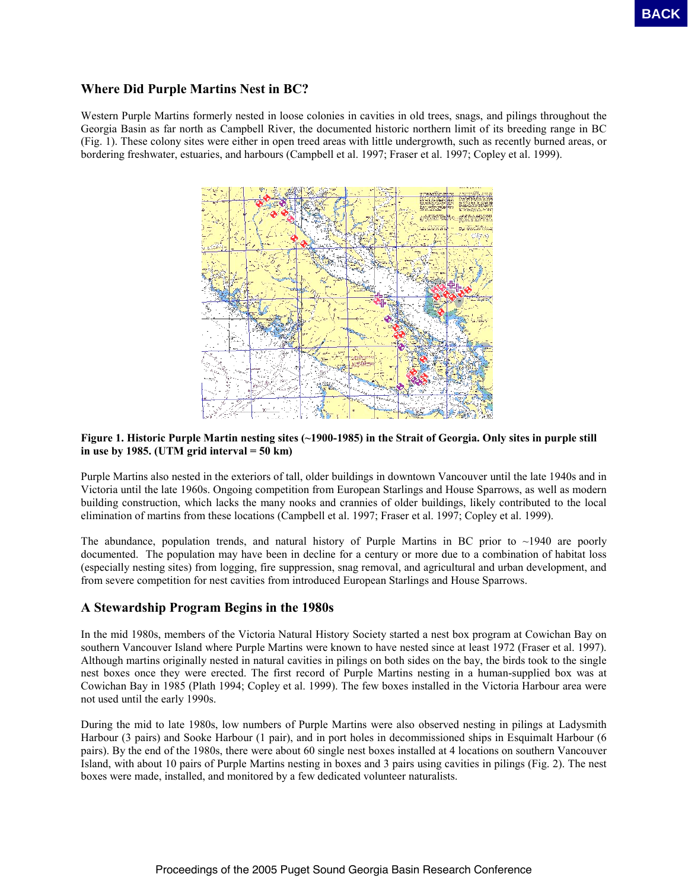## Where Did Purple Martins Nest in BC?

Western Purple Martins formerly nested in loose colonies in cavities in old trees, snags, and pilings throughout the Georgia Basin as far north as Campbell River, the documented historic northern limit of its breeding range in BC (Fig. 1). These colony sites were either in open treed areas with little undergrowth, such as recently burned areas, or bordering freshwater, estuaries, and harbours (Campbell et al. 1997; Fraser et al. 1997; Copley et al. 1999).

**Figure 1. Historic Purple Martin nesting sites (~1900-1985) in the Strait of Georgia. Only sites in purple still in use by 1985. (UTM grid interval = 50 km)**

Purple Martins also nested in the exteriors of tall, older buildings in downtown Vancouver until the late 1940s and in Victoria until the late 1960s. Ongoing competition from European Starlings and House Sparrows, as well as modern building construction, which lacks the many nooks and crannies of older buildings, likely contributed to the local elimination of martins from these locations (Campbell et al. 1997; Fraser et al. 1997; Copley et al. 1999).

The abundance, population trends, and natural history of Purple Martins in BC prior to ~1940 are poorly documented. The population may have been in decline for a century or more due to a combination of habitat loss (especially nesting sites) from logging, fire suppression, snag removal, and agricultural and urban development, and from severe competition for nest cavities from introduced European Starlings and House Sparrows.

## A Stewardship Program Begins in the 1980s

In the mid 1980s, members of the Victoria Natural History Society started a nest box program at Cowichan Bay on southern Vancouver Island where Purple Martins were known to have nested since at least 1972 (Fraser et al. 1997). Although martins originally nested in natural cavities in pilings on both sides on the bay, the birds took to the single nest boxes once they were erected. The first record of Purple Martins nesting in a human-supplied box was at Cowichan Bay in 1985 (Plath 1994; Copley et al. 1999). The few boxes installed in the Victoria Harbour area were not used until the early 1990s.

During the mid to late 1980s, low numbers of Purple Martins were also observed nesting in pilings at Ladysmith Harbour (3 pairs) and Sooke Harbour (1 pair), and in port holes in decommissioned ships in Esquimalt Harbour (6 pairs). By the end of the 1980s, there were about 60 single nest boxes installed at 4 locations on southern Vancouver Island, with about 10 pairs of Purple Martins nesting in boxes and 3 pairs using cavities in pilings (Fig. 2). The nest boxes were made, installed, and monitored by a few dedicated volunteer naturalists.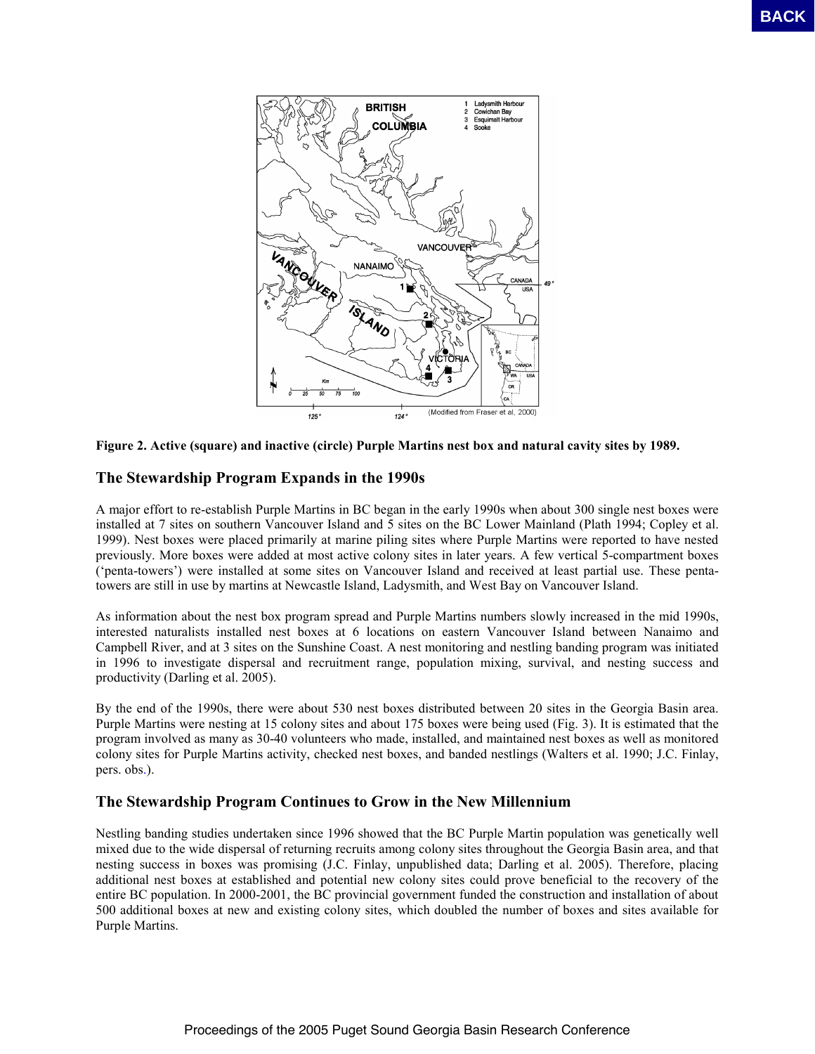**Figure 2. Active (square) and inactive (circle) Purple Martins nest box and natural cavity sites by 1989.**

## The Stewardship Program Expands in the 1990s

A major effort to re-establish Purple Martins in BC began in the early 1990s when about 300 single nest boxes were installed at 7 sites on southern Vancouver Island and 5 sites on the BC Lower Mainland (Plath 1994; Copley et al. 1999). Nest boxes were placed primarily at marine piling sites where Purple Martins were reported to have nested previously. More boxes were added at most active colony sites in later years. A few vertical 5-compartment boxes ('penta-towers') were installed at some sites on Vancouver Island and received at least partial use. These penta-towers are still in use by martins at Newcastle Island, Ladysmith, and West Bay on Vancouver Island.

As information about the nest box program spread and Purple Martins numbers slowly increased in the mid 1990s, interested naturalists installed nest boxes at 6 locations on eastern Vancouver Island between Nanaimo and Campbell River, and at 3 sites on the Sunshine Coast. A nest monitoring and nestling banding program was initiated in 1996 to investigate dispersal and recruitment range, population mixing, survival, and nesting success and productivity (Darling et al. 2005).

By the end of the 1990s, there were about 530 nest boxes distributed between 20 sites in the Georgia Basin area. Purple Martins were nesting at 15 colony sites and about 175 boxes were being used (Fig. 3). It is estimated that the program involved as many as 30-40 volunteers who made, installed, and maintained nest boxes as well as monitored colony sites for Purple Martins activity, checked nest boxes, and banded nestlings (Walters et al. 1990; J.C. Finlay, pers. obs.).

## The Stewardship Program Continues to Grow in the New Millennium

Nestling banding studies undertaken since 1996 showed that the BC Purple Martin population was genetically well mixed due to the wide dispersal of returning recruits among colony sites throughout the Georgia Basin area, and that nesting success in boxes was promising (J.C. Finlay, unpublished data; Darling et al. 2005). Therefore, placing additional nest boxes at established and potential new colony sites could prove beneficial to the recovery of the entire BC population. In 2000-2001, the BC provincial government funded the construction and installation of about 500 additional boxes at new and existing colony sites, which doubled the number of boxes and sites available for Purple Martins.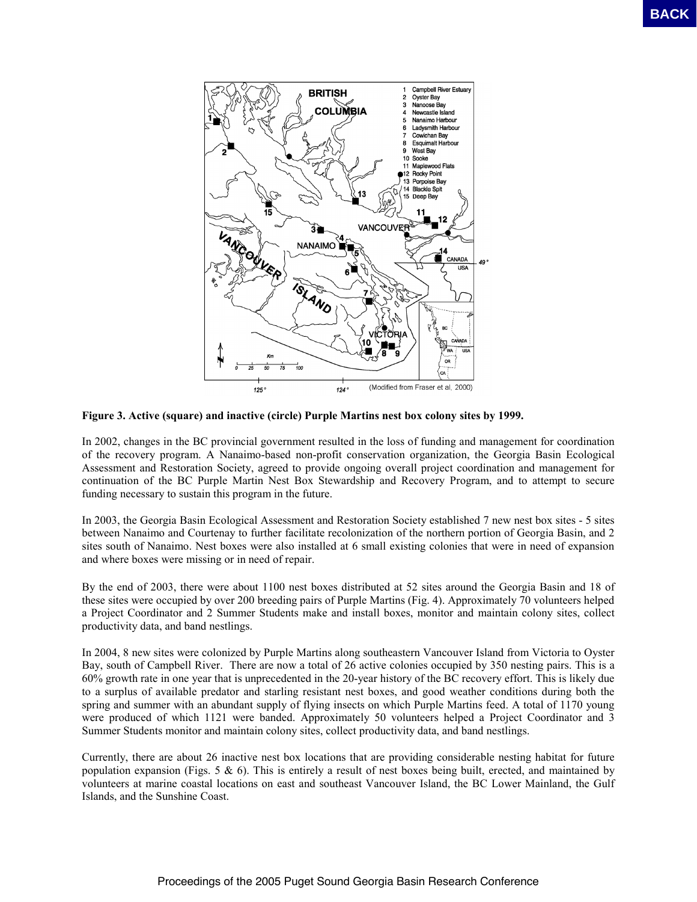**Figure 3. Active (square) and inactive (circle) Purple Martins nest box colony sites by 1999.**

In 2002, changes in the BC provincial government resulted in the loss of funding and management for coordination of the recovery program. A Nanaimo-based non-profit conservation organization, the Georgia Basin Ecological Assessment and Restoration Society, agreed to provide ongoing overall project coordination and management for continuation of the BC Purple Martin Nest Box Stewardship and Recovery Program, and to attempt to secure funding necessary to sustain this program in the future.

In 2003, the Georgia Basin Ecological Assessment and Restoration Society established 7 new nest box sites - 5 sites between Nanaimo and Courtenay to further facilitate recolonization of the northern portion of Georgia Basin, and 2 sites south of Nanaimo. Nest boxes were also installed at 6 small existing colonies that were in need of expansion and where boxes were missing or in need of repair.

By the end of 2003, there were about 1100 nest boxes distributed at 52 sites around the Georgia Basin and 18 of these sites were occupied by over 200 breeding pairs of Purple Martins (Fig. 4). Approximately 70 volunteers helped a Project Coordinator and 2 Summer Students make and install boxes, monitor and maintain colony sites, collect productivity data, and band nestlings.

In 2004, 8 new sites were colonized by Purple Martins along southeastern Vancouver Island from Victoria to Oyster Bay, south of Campbell River. There are now a total of 26 active colonies occupied by 350 nesting pairs. This is a 60% growth rate in one year that is unprecedented in the 20-year history of the BC recovery effort. This is likely due to a surplus of available predator and starling resistant nest boxes, and good weather conditions during both the spring and summer with an abundant supply of flying insects on which Purple Martins feed. A total of 1170 young were produced of which 1121 were banded. Approximately 50 volunteers helped a Project Coordinator and 3 Summer Students monitor and maintain colony sites, collect productivity data, and band nestlings.

Currently, there are about 26 inactive nest box locations that are providing considerable nesting habitat for future population expansion (Figs. 5 & 6). This is entirely a result of nest boxes being built, erected, and maintained by volunteers at marine coastal locations on east and southeast Vancouver Island, the BC Lower Mainland, the Gulf Islands, and the Sunshine Coast.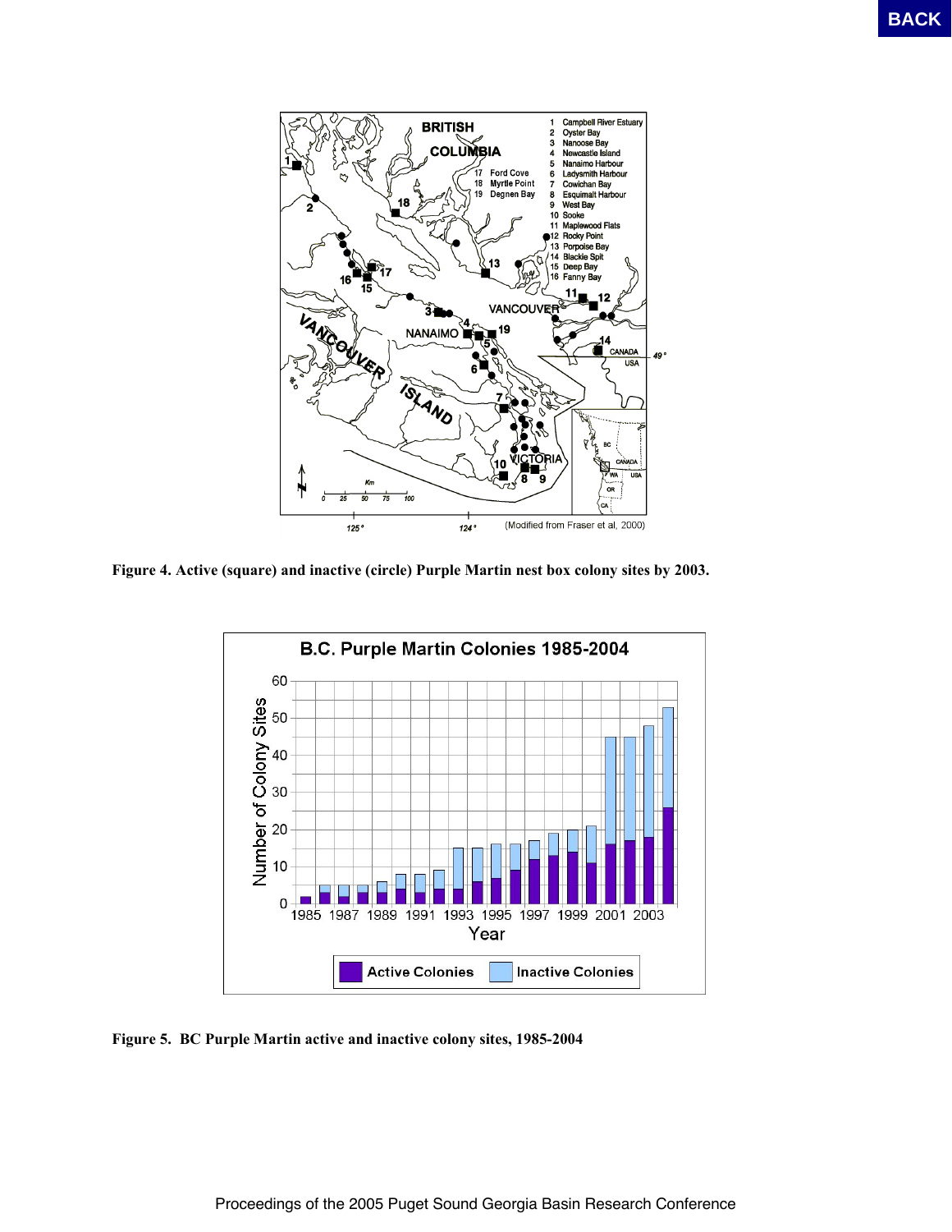Figure 4. Active (square) and inactive (circle) Purple Martin nest box colony sites by 2003.

Figure 5. BC Purple Martin active and inactive colony sites, 1985-2004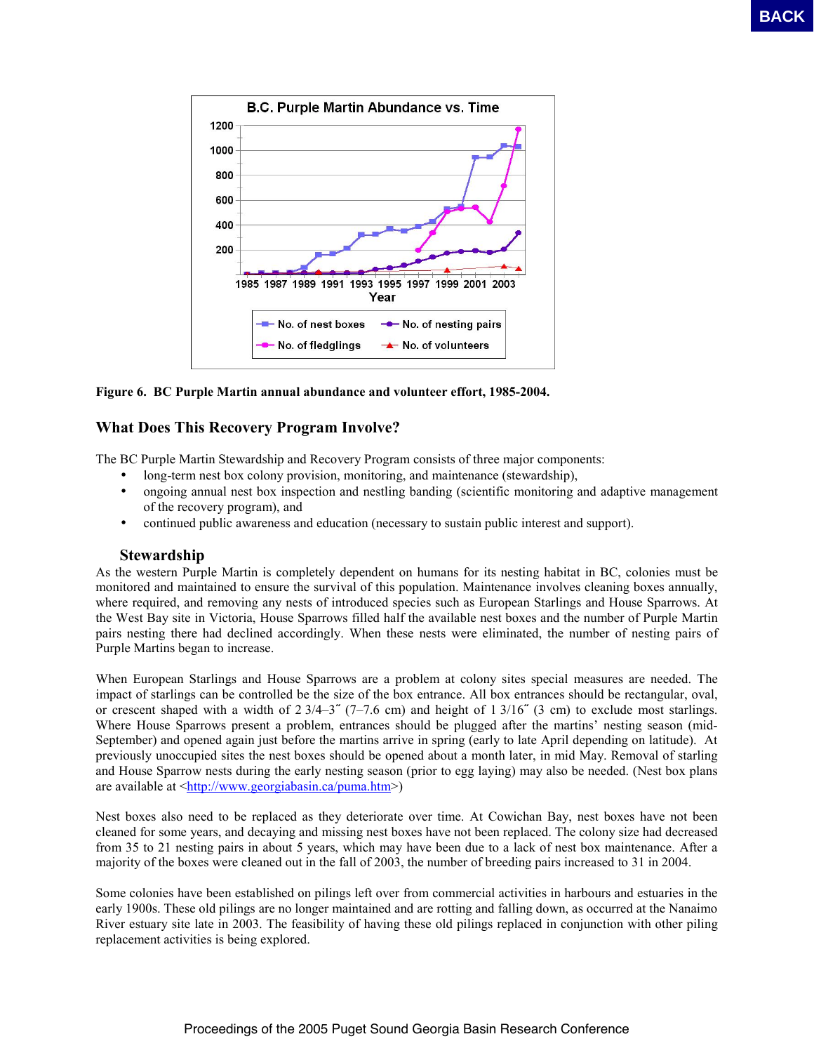**Figure 6. BC Purple Martin annual abundance and volunteer effort, 1985-2004.**

## What Does This Recovery Program Involve?

The BC Purple Martin Stewardship and Recovery Program consists of three major components:

- long-term nest box colony provision, monitoring, and maintenance (stewardship),
- ongoing annual nest box inspection and nestling banding (scientific monitoring and adaptive management of the recovery program), and
- continued public awareness and education (necessary to sustain public interest and support).

### Stewardship

As the western Purple Martin is completely dependent on humans for its nesting habitat in BC, colonies must be monitored and maintained to ensure the survival of this population. Maintenance involves cleaning boxes annually, where required, and removing any nests of introduced species such as European Starlings and House Sparrows. At the West Bay site in Victoria, House Sparrows filled half the available nest boxes and the number of Purple Martin pairs nesting there had declined accordingly. When these nests were eliminated, the number of nesting pairs of Purple Martins began to increase.

When European Starlings and House Sparrows are a problem at colony sites special measures are needed. The impact of starlings can be controlled be the size of the box entrance. All box entrances should be rectangular, oval, or crescent shaped with a width of 2 3/4–3˝ (7–7.6 cm) and height of 1 3/16˝ (3 cm) to exclude most starlings. Where House Sparrows present a problem, entrances should be plugged after the martins' nesting season (mid-September) and opened again just before the martins arrive in spring (early to late April depending on latitude). At previously unoccupied sites the nest boxes should be opened about a month later, in mid May. Removal of starling and House Sparrow nests during the early nesting season (prior to egg laying) may also be needed. (Nest box plans are available at <http://www.georgiabasin.ca/puma.htm>)

Nest boxes also need to be replaced as they deteriorate over time. At Cowichan Bay, nest boxes have not been cleaned for some years, and decaying and missing nest boxes have not been replaced. The colony size had decreased from 35 to 21 nesting pairs in about 5 years, which may have been due to a lack of nest box maintenance. After a majority of the boxes were cleaned out in the fall of 2003, the number of breeding pairs increased to 31 in 2004.

Some colonies have been established on pilings left over from commercial activities in harbours and estuaries in the early 1900s. These old pilings are no longer maintained and are rotting and falling down, as occurred at the Nanaimo River estuary site late in 2003. The feasibility of having these old pilings replaced in conjunction with other piling replacement activities is being explored.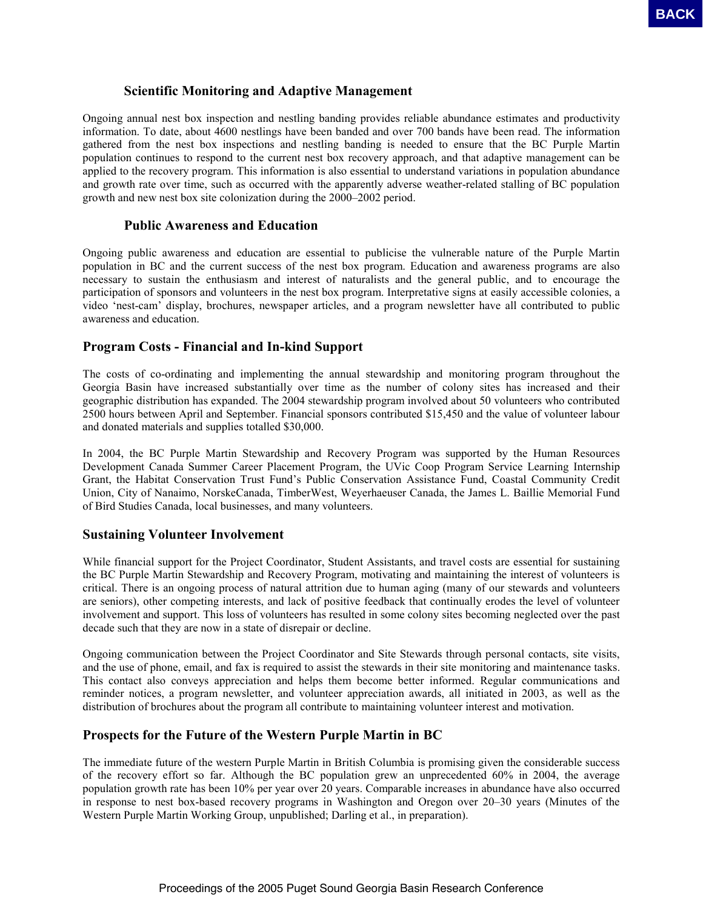### Scientific Monitoring and Adaptive Management

Ongoing annual nest box inspection and nestling banding provides reliable abundance estimates and productivity information. To date, about 4600 nestlings have been banded and over 700 bands have been read. The information gathered from the nest box inspections and nestling banding is needed to ensure that the BC Purple Martin population continues to respond to the current nest box recovery approach, and that adaptive management can be applied to the recovery program. This information is also essential to understand variations in population abundance and growth rate over time, such as occurred with the apparently adverse weather-related stalling of BC population growth and new nest box site colonization during the 2000–2002 period.

### Public Awareness and Education

Ongoing public awareness and education are essential to publicise the vulnerable nature of the Purple Martin population in BC and the current success of the nest box program. Education and awareness programs are also necessary to sustain the enthusiasm and interest of naturalists and the general public, and to encourage the participation of sponsors and volunteers in the nest box program. Interpretative signs at easily accessible colonies, a video 'nest-cam' display, brochures, newspaper articles, and a program newsletter have all contributed to public awareness and education.

## Program Costs - Financial and In-kind Support

The costs of co-ordinating and implementing the annual stewardship and monitoring program throughout the Georgia Basin have increased substantially over time as the number of colony sites has increased and their geographic distribution has expanded. The 2004 stewardship program involved about 50 volunteers who contributed 2500 hours between April and September. Financial sponsors contributed $15,450 and the value of volunteer labour and donated materials and supplies totalled $30,000.

In 2004, the BC Purple Martin Stewardship and Recovery Program was supported by the Human Resources Development Canada Summer Career Placement Program, the UVic Coop Program Service Learning Internship Grant, the Habitat Conservation Trust Fund's Public Conservation Assistance Fund, Coastal Community Credit Union, City of Nanaimo, NorskeCanada, TimberWest, Weyerhaeuser Canada, the James L. Baillie Memorial Fund of Bird Studies Canada, local businesses, and many volunteers.

## Sustaining Volunteer Involvement

While financial support for the Project Coordinator, Student Assistants, and travel costs are essential for sustaining the BC Purple Martin Stewardship and Recovery Program, motivating and maintaining the interest of volunteers is critical. There is an ongoing process of natural attrition due to human aging (many of our stewards and volunteers are seniors), other competing interests, and lack of positive feedback that continually erodes the level of volunteer involvement and support. This loss of volunteers has resulted in some colony sites becoming neglected over the past decade such that they are now in a state of disrepair or decline.

Ongoing communication between the Project Coordinator and Site Stewards through personal contacts, site visits, and the use of phone, email, and fax is required to assist the stewards in their site monitoring and maintenance tasks. This contact also conveys appreciation and helps them become better informed. Regular communications and reminder notices, a program newsletter, and volunteer appreciation awards, all initiated in 2003, as well as the distribution of brochures about the program all contribute to maintaining volunteer interest and motivation.

## Prospects for the Future of the Western Purple Martin in BC

The immediate future of the western Purple Martin in British Columbia is promising given the considerable success of the recovery effort so far. Although the BC population grew an unprecedented 60% in 2004, the average population growth rate has been 10% per year over 20 years. Comparable increases in abundance have also occurred in response to nest box-based recovery programs in Washington and Oregon over 20–30 years (Minutes of the Western Purple Martin Working Group, unpublished; Darling et al., in preparation).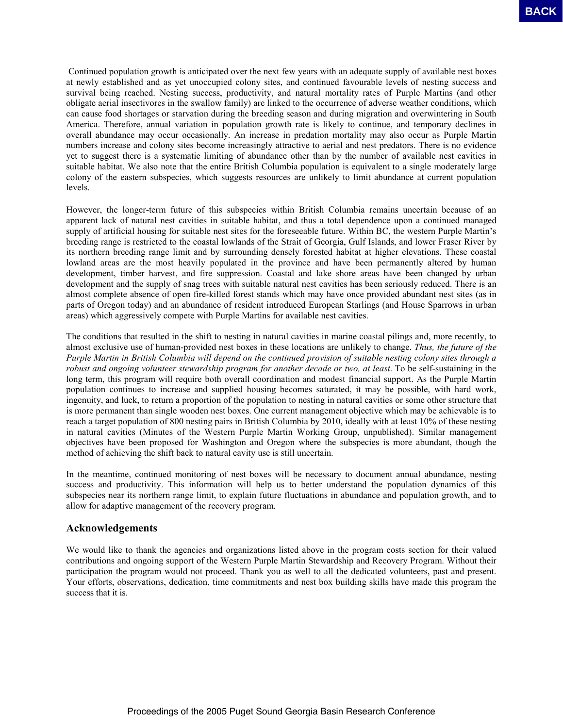Continued population growth is anticipated over the next few years with an adequate supply of available nest boxes at newly established and as yet unoccupied colony sites, and continued favourable levels of nesting success and survival being reached. Nesting success, productivity, and natural mortality rates of Purple Martins (and other obligate aerial insectivores in the swallow family) are linked to the occurrence of adverse weather conditions, which can cause food shortages or starvation during the breeding season and during migration and overwintering in South America. Therefore, annual variation in population growth rate is likely to continue, and temporary declines in overall abundance may occur occasionally. An increase in predation mortality may also occur as Purple Martin numbers increase and colony sites become increasingly attractive to aerial and nest predators. There is no evidence yet to suggest there is a systematic limiting of abundance other than by the number of available nest cavities in suitable habitat. We also note that the entire British Columbia population is equivalent to a single moderately large colony of the eastern subspecies, which suggests resources are unlikely to limit abundance at current population levels.

However, the longer-term future of this subspecies within British Columbia remains uncertain because of an apparent lack of natural nest cavities in suitable habitat, and thus a total dependence upon a continued managed supply of artificial housing for suitable nest sites for the foreseeable future. Within BC, the western Purple Martin's breeding range is restricted to the coastal lowlands of the Strait of Georgia, Gulf Islands, and lower Fraser River by its northern breeding range limit and by surrounding densely forested habitat at higher elevations. These coastal lowland areas are the most heavily populated in the province and have been permanently altered by human development, timber harvest, and fire suppression. Coastal and lake shore areas have been changed by urban development and the supply of snag trees with suitable natural nest cavities has been seriously reduced. There is an almost complete absence of open fire-killed forest stands which may have once provided abundant nest sites (as in parts of Oregon today) and an abundance of resident introduced European Starlings (and House Sparrows in urban areas) which aggressively compete with Purple Martins for available nest cavities.

The conditions that resulted in the shift to nesting in natural cavities in marine coastal pilings and, more recently, to almost exclusive use of human-provided nest boxes in these locations are unlikely to change. *Thus, the future of the Purple Martin in British Columbia will depend on the continued provision of suitable nesting colony sites through a robust and ongoing volunteer stewardship program for another decade or two, at least*. To be self-sustaining in the long term, this program will require both overall coordination and modest financial support. As the Purple Martin population continues to increase and supplied housing becomes saturated, it may be possible, with hard work, ingenuity, and luck, to return a proportion of the population to nesting in natural cavities or some other structure that is more permanent than single wooden nest boxes. One current management objective which may be achievable is to reach a target population of 800 nesting pairs in British Columbia by 2010, ideally with at least 10% of these nesting in natural cavities (Minutes of the Western Purple Martin Working Group, unpublished). Similar management objectives have been proposed for Washington and Oregon where the subspecies is more abundant, though the method of achieving the shift back to natural cavity use is still uncertain.

In the meantime, continued monitoring of nest boxes will be necessary to document annual abundance, nesting success and productivity. This information will help us to better understand the population dynamics of this subspecies near its northern range limit, to explain future fluctuations in abundance and population growth, and to allow for adaptive management of the recovery program.

## Acknowledgements

We would like to thank the agencies and organizations listed above in the program costs section for their valued contributions and ongoing support of the Western Purple Martin Stewardship and Recovery Program. Without their participation the program would not proceed. Thank you as well to all the dedicated volunteers, past and present. Your efforts, observations, dedication, time commitments and nest box building skills have made this program the success that it is.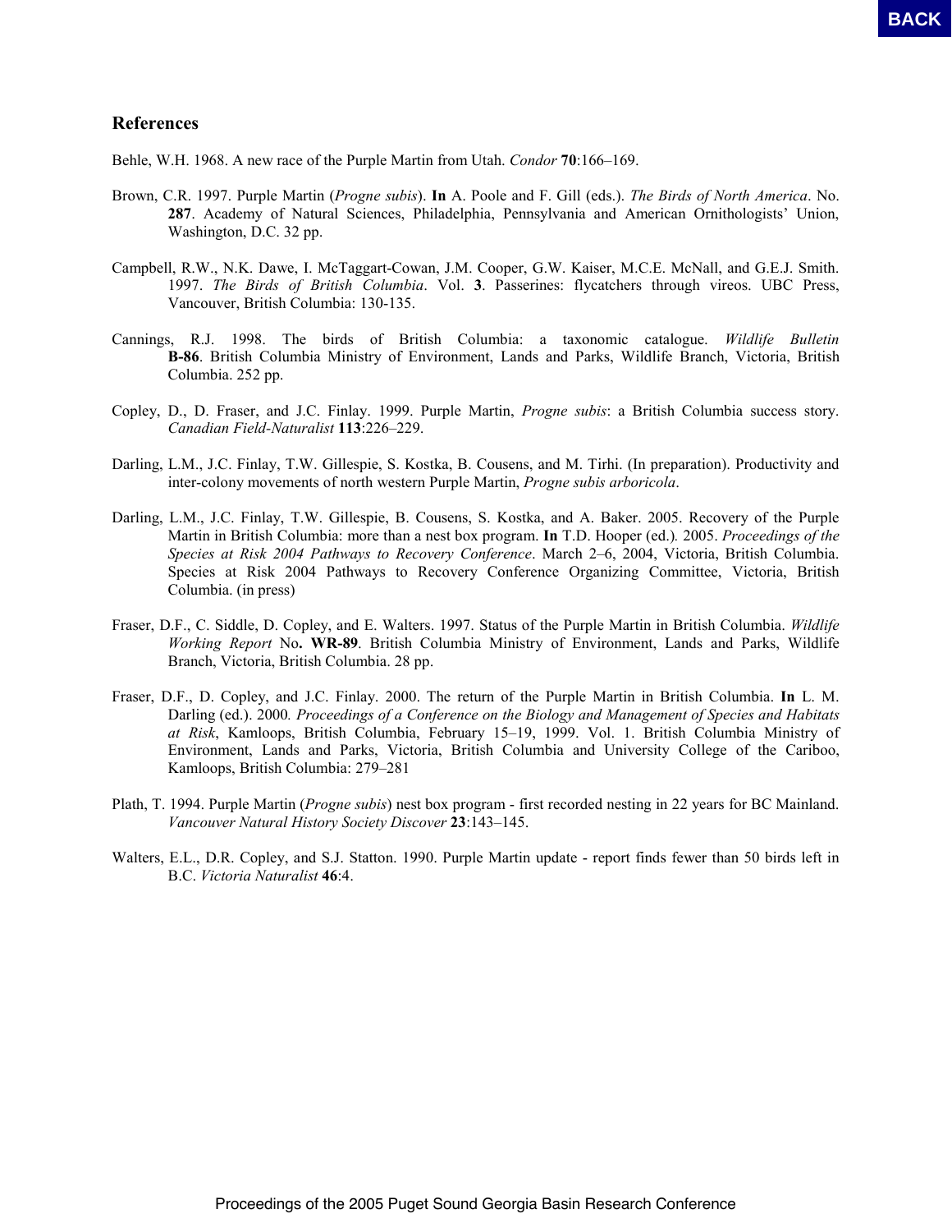## References

Behle, W.H. 1968. A new race of the Purple Martin from Utah. *Condor* **70**:166–169.

Brown, C.R. 1997. Purple Martin (*Progne subis*). **In** A. Poole and F. Gill (eds.). *The Birds of North America*. No. **287**. Academy of Natural Sciences, Philadelphia, Pennsylvania and American Ornithologists' Union, Washington, D.C. 32 pp.

Campbell, R.W., N.K. Dawe, I. McTaggart-Cowan, J.M. Cooper, G.W. Kaiser, M.C.E. McNall, and G.E.J. Smith. 1997. *The Birds of British Columbia*. Vol. **3**. Passerines: flycatchers through vireos. UBC Press, Vancouver, British Columbia: 130-135.

Cannings, R.J. 1998. The birds of British Columbia: a taxonomic catalogue. *Wildlife Bulletin* **B-86**. British Columbia Ministry of Environment, Lands and Parks, Wildlife Branch, Victoria, British Columbia. 252 pp.

Copley, D., D. Fraser, and J.C. Finlay. 1999. Purple Martin, *Progne subis*: a British Columbia success story. *Canadian Field-Naturalist* **113**:226–229.

Darling, L.M., J.C. Finlay, T.W. Gillespie, S. Kostka, B. Cousens, and M. Tirhi. (In preparation). Productivity and inter-colony movements of north western Purple Martin, *Progne subis arboricola*.

Darling, L.M., J.C. Finlay, T.W. Gillespie, B. Cousens, S. Kostka, and A. Baker. 2005. Recovery of the Purple Martin in British Columbia: more than a nest box program. **In** T.D. Hooper (ed.). 2005. *Proceedings of the Species at Risk 2004 Pathways to Recovery Conference*. March 2–6, 2004, Victoria, British Columbia. Species at Risk 2004 Pathways to Recovery Conference Organizing Committee, Victoria, British Columbia. (in press)

Fraser, D.F., C. Siddle, D. Copley, and E. Walters. 1997. Status of the Purple Martin in British Columbia. *Wildlife Working Report* No**. WR-89**. British Columbia Ministry of Environment, Lands and Parks, Wildlife Branch, Victoria, British Columbia. 28 pp.

Fraser, D.F., D. Copley, and J.C. Finlay. 2000. The return of the Purple Martin in British Columbia. **In** L. M. Darling (ed.). 2000*. Proceedings of a Conference on the Biology and Management of Species and Habitats at Risk*, Kamloops, British Columbia, February 15–19, 1999. Vol. 1. British Columbia Ministry of Environment, Lands and Parks, Victoria, British Columbia and University College of the Cariboo, Kamloops, British Columbia: 279–281

Plath, T. 1994. Purple Martin (*Progne subis*) nest box program - first recorded nesting in 22 years for BC Mainland. *Vancouver Natural History Society Discover* **23**:143–145.

Walters, E.L., D.R. Copley, and S.J. Statton. 1990. Purple Martin update - report finds fewer than 50 birds left in B.C. *Victoria Naturalist* **46**:4.